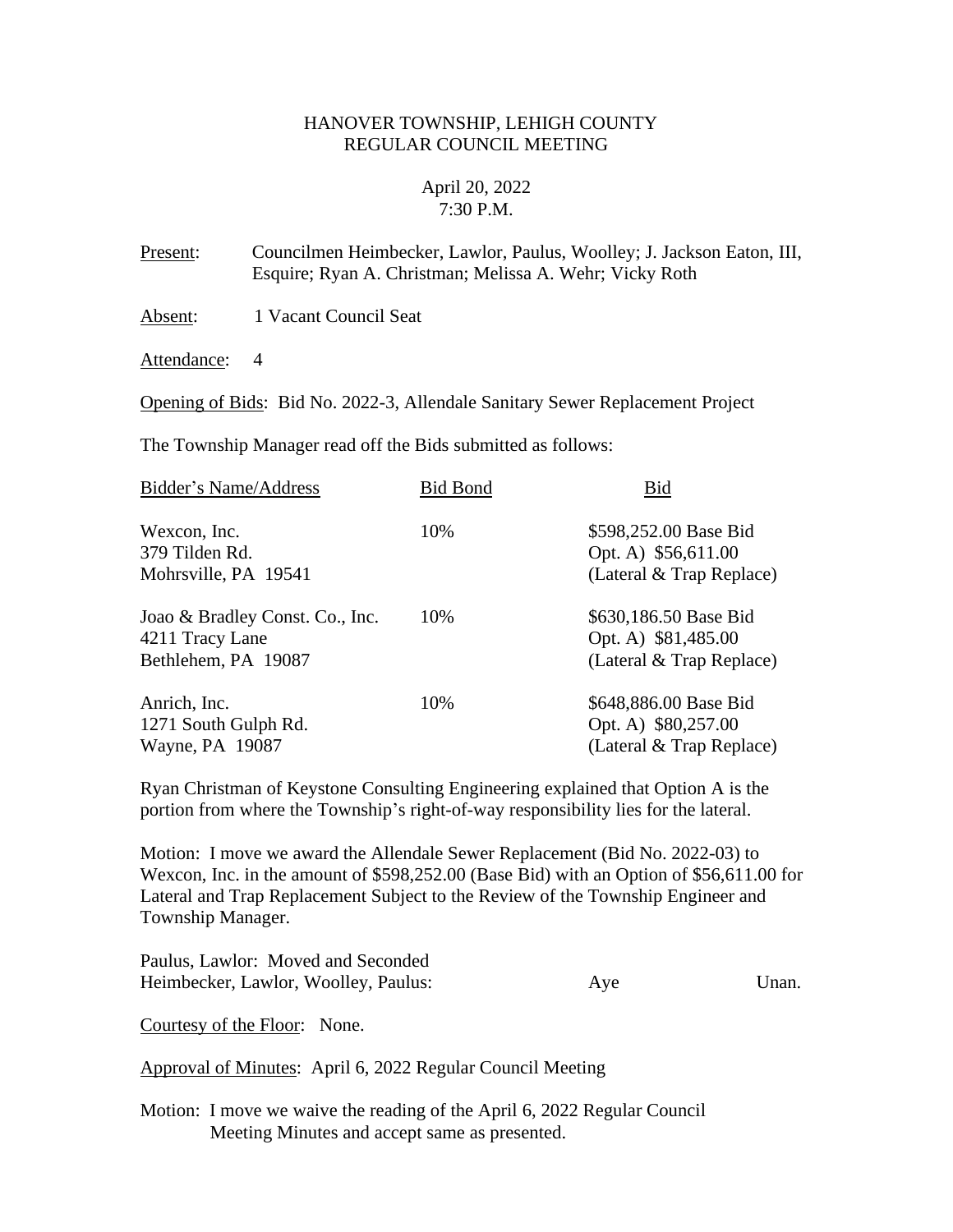# HANOVER TOWNSHIP, LEHIGH COUNTY
# REGULAR COUNCIL MEETING

April 20, 2022
7:30 P.M.

Present: Councilmen Heimbecker, Lawlor, Paulus, Woolley; J. Jackson Eaton, III, Esquire; Ryan A. Christman; Melissa A. Wehr; Vicky Roth

Absent: 1 Vacant Council Seat

Attendance: 4

Opening of Bids: Bid No. 2022-3, Allendale Sanitary Sewer Replacement Project

The Township Manager read off the Bids submitted as follows:

| Bidder's Name/Address | Bid Bond | Bid |
|---|---|---|
| Wexcon, Inc.<br>379 Tilden Rd.<br>Mohrsville, PA 19541 | 10% | \$598,252.00 Base Bid<br>Opt. A) \$56,611.00<br>(Lateral & Trap Replace) |
| Joao & Bradley Const. Co., Inc.<br>4211 Tracy Lane<br>Bethlehem, PA 19087 | 10% | \$630,186.50 Base Bid<br>Opt. A) \$81,485.00<br>(Lateral & Trap Replace) |
| Anrich, Inc.<br>1271 South Gulph Rd.<br>Wayne, PA 19087 | 10% | \$648,886.00 Base Bid<br>Opt. A) \$80,257.00<br>(Lateral & Trap Replace) |

Ryan Christman of Keystone Consulting Engineering explained that Option A is the portion from where the Township's right-of-way responsibility lies for the lateral.

Motion: I move we award the Allendale Sewer Replacement (Bid No. 2022-03) to Wexcon, Inc. in the amount of \$598,252.00 (Base Bid) with an Option of \$56,611.00 for Lateral and Trap Replacement Subject to the Review of the Township Engineer and Township Manager.

Paulus, Lawlor: Moved and Seconded
Heimbecker, Lawlor, Woolley, Paulus: Aye Unan.

Courtesy of the Floor: None.

Approval of Minutes: April 6, 2022 Regular Council Meeting

Motion: I move we waive the reading of the April 6, 2022 Regular Council Meeting Minutes and accept same as presented.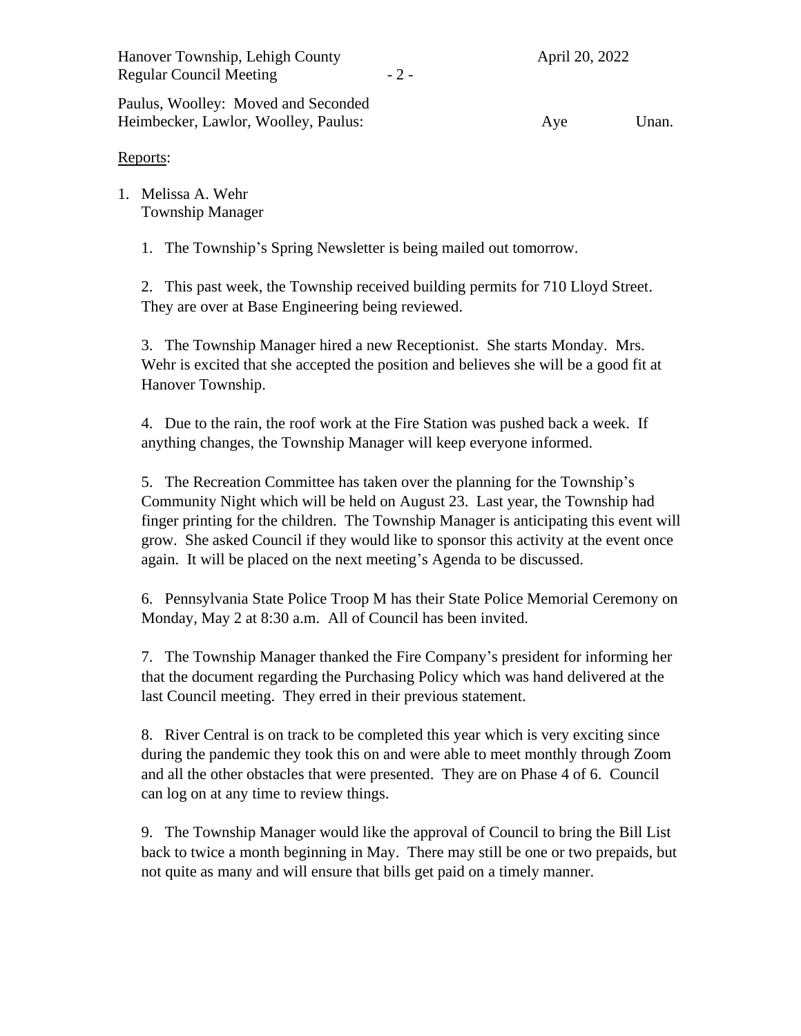Paulus, Woolley: Moved and Seconded
Heimbecker, Lawlor, Woolley, Paulus: Aye Unan.

Reports:

1. Melissa A. Wehr
   Township Manager

   1. The Township's Spring Newsletter is being mailed out tomorrow.

   2. This past week, the Township received building permits for 710 Lloyd Street. They are over at Base Engineering being reviewed.

   3. The Township Manager hired a new Receptionist. She starts Monday. Mrs. Wehr is excited that she accepted the position and believes she will be a good fit at Hanover Township.

   4. Due to the rain, the roof work at the Fire Station was pushed back a week. If anything changes, the Township Manager will keep everyone informed.

   5. The Recreation Committee has taken over the planning for the Township's Community Night which will be held on August 23. Last year, the Township had finger printing for the children. The Township Manager is anticipating this event will grow. She asked Council if they would like to sponsor this activity at the event once again. It will be placed on the next meeting's Agenda to be discussed.

   6. Pennsylvania State Police Troop M has their State Police Memorial Ceremony on Monday, May 2 at 8:30 a.m. All of Council has been invited.

   7. The Township Manager thanked the Fire Company's president for informing her that the document regarding the Purchasing Policy which was hand delivered at the last Council meeting. They erred in their previous statement.

   8. River Central is on track to be completed this year which is very exciting since during the pandemic they took this on and were able to meet monthly through Zoom and all the other obstacles that were presented. They are on Phase 4 of 6. Council can log on at any time to review things.

   9. The Township Manager would like the approval of Council to bring the Bill List back to twice a month beginning in May. There may still be one or two prepaids, but not quite as many and will ensure that bills get paid on a timely manner.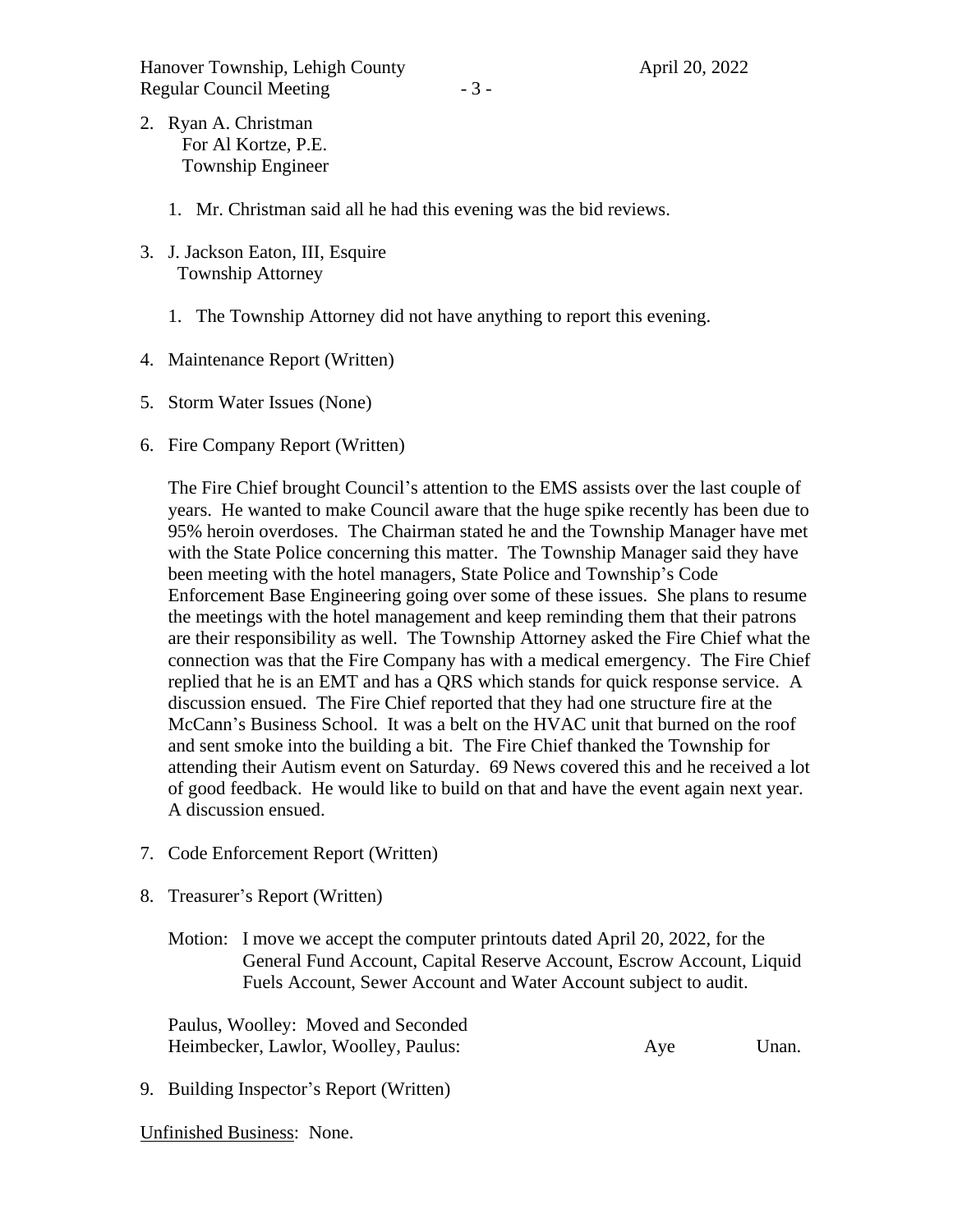2. Ryan A. Christman
   For Al Kortze, P.E.
   Township Engineer

   1. Mr. Christman said all he had this evening was the bid reviews.

3. J. Jackson Eaton, III, Esquire
   Township Attorney

   1. The Township Attorney did not have anything to report this evening.

4. Maintenance Report (Written)

5. Storm Water Issues (None)

6. Fire Company Report (Written)

   The Fire Chief brought Council's attention to the EMS assists over the last couple of years. He wanted to make Council aware that the huge spike recently has been due to 95% heroin overdoses. The Chairman stated he and the Township Manager have met with the State Police concerning this matter. The Township Manager said they have been meeting with the hotel managers, State Police and Township's Code Enforcement Base Engineering going over some of these issues. She plans to resume the meetings with the hotel management and keep reminding them that their patrons are their responsibility as well. The Township Attorney asked the Fire Chief what the connection was that the Fire Company has with a medical emergency. The Fire Chief replied that he is an EMT and has a QRS which stands for quick response service. A discussion ensued. The Fire Chief reported that they had one structure fire at the McCann's Business School. It was a belt on the HVAC unit that burned on the roof and sent smoke into the building a bit. The Fire Chief thanked the Township for attending their Autism event on Saturday. 69 News covered this and he received a lot of good feedback. He would like to build on that and have the event again next year. A discussion ensued.

7. Code Enforcement Report (Written)

8. Treasurer's Report (Written)

   Motion: I move we accept the computer printouts dated April 20, 2022, for the General Fund Account, Capital Reserve Account, Escrow Account, Liquid Fuels Account, Sewer Account and Water Account subject to audit.

   Paulus, Woolley: Moved and Seconded
   Heimbecker, Lawlor, Woolley, Paulus: Aye Unan.

9. Building Inspector's Report (Written)

Unfinished Business: None.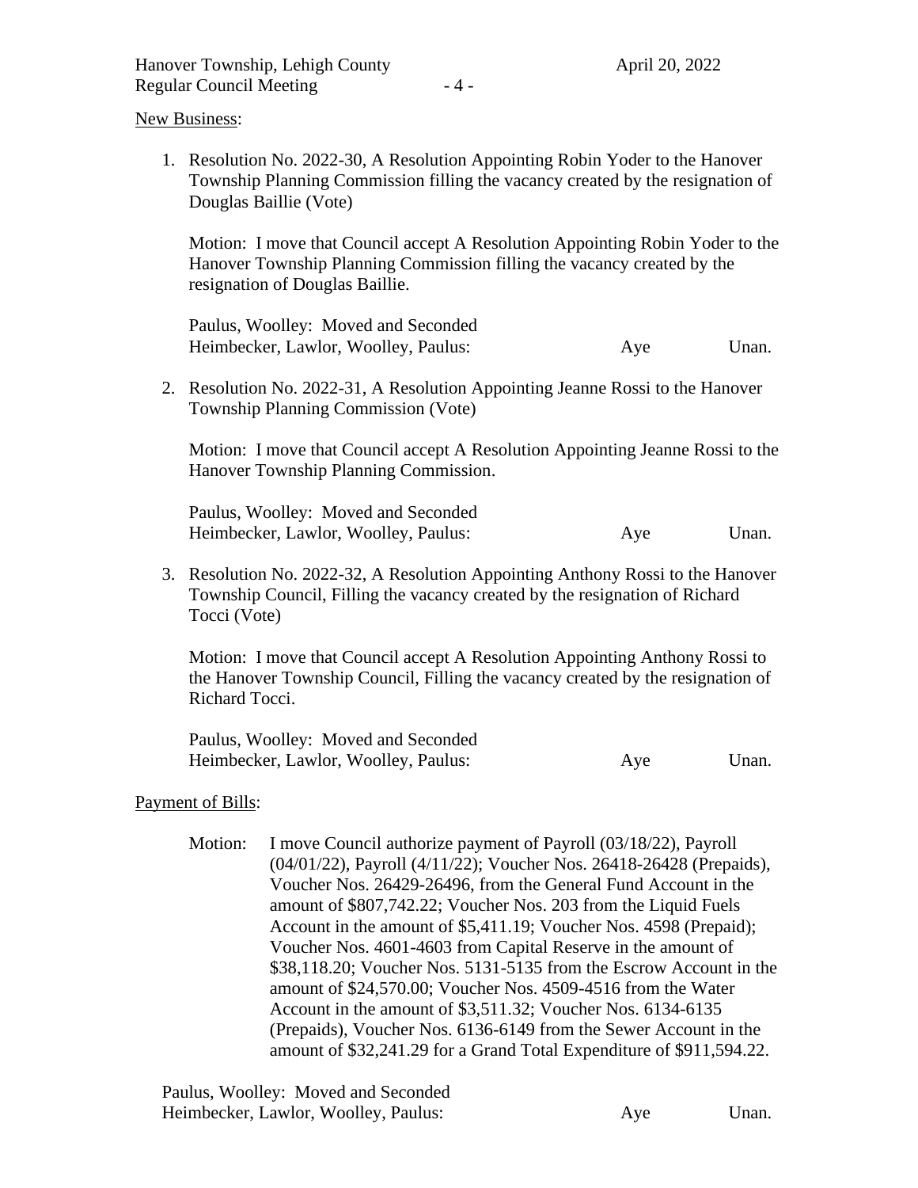New Business:

1. Resolution No. 2022-30, A Resolution Appointing Robin Yoder to the Hanover Township Planning Commission filling the vacancy created by the resignation of Douglas Baillie (Vote)

   Motion: I move that Council accept A Resolution Appointing Robin Yoder to the Hanover Township Planning Commission filling the vacancy created by the resignation of Douglas Baillie.

   Paulus, Woolley: Moved and Seconded
   Heimbecker, Lawlor, Woolley, Paulus: Aye Unan.

2. Resolution No. 2022-31, A Resolution Appointing Jeanne Rossi to the Hanover Township Planning Commission (Vote)

   Motion: I move that Council accept A Resolution Appointing Jeanne Rossi to the Hanover Township Planning Commission.

   Paulus, Woolley: Moved and Seconded
   Heimbecker, Lawlor, Woolley, Paulus: Aye Unan.

3. Resolution No. 2022-32, A Resolution Appointing Anthony Rossi to the Hanover Township Council, Filling the vacancy created by the resignation of Richard Tocci (Vote)

   Motion: I move that Council accept A Resolution Appointing Anthony Rossi to the Hanover Township Council, Filling the vacancy created by the resignation of Richard Tocci.

   Paulus, Woolley: Moved and Seconded
   Heimbecker, Lawlor, Woolley, Paulus: Aye Unan.

Payment of Bills:

Motion: I move Council authorize payment of Payroll (03/18/22), Payroll (04/01/22), Payroll (4/11/22); Voucher Nos. 26418-26428 (Prepaids), Voucher Nos. 26429-26496, from the General Fund Account in the amount of $807,742.22; Voucher Nos. 203 from the Liquid Fuels Account in the amount of $5,411.19; Voucher Nos. 4598 (Prepaid); Voucher Nos. 4601-4603 from Capital Reserve in the amount of $38,118.20; Voucher Nos. 5131-5135 from the Escrow Account in the amount of $24,570.00; Voucher Nos. 4509-4516 from the Water Account in the amount of $3,511.32; Voucher Nos. 6134-6135 (Prepaids), Voucher Nos. 6136-6149 from the Sewer Account in the amount of $32,241.29 for a Grand Total Expenditure of $911,594.22.

Paulus, Woolley: Moved and Seconded
Heimbecker, Lawlor, Woolley, Paulus: Aye Unan.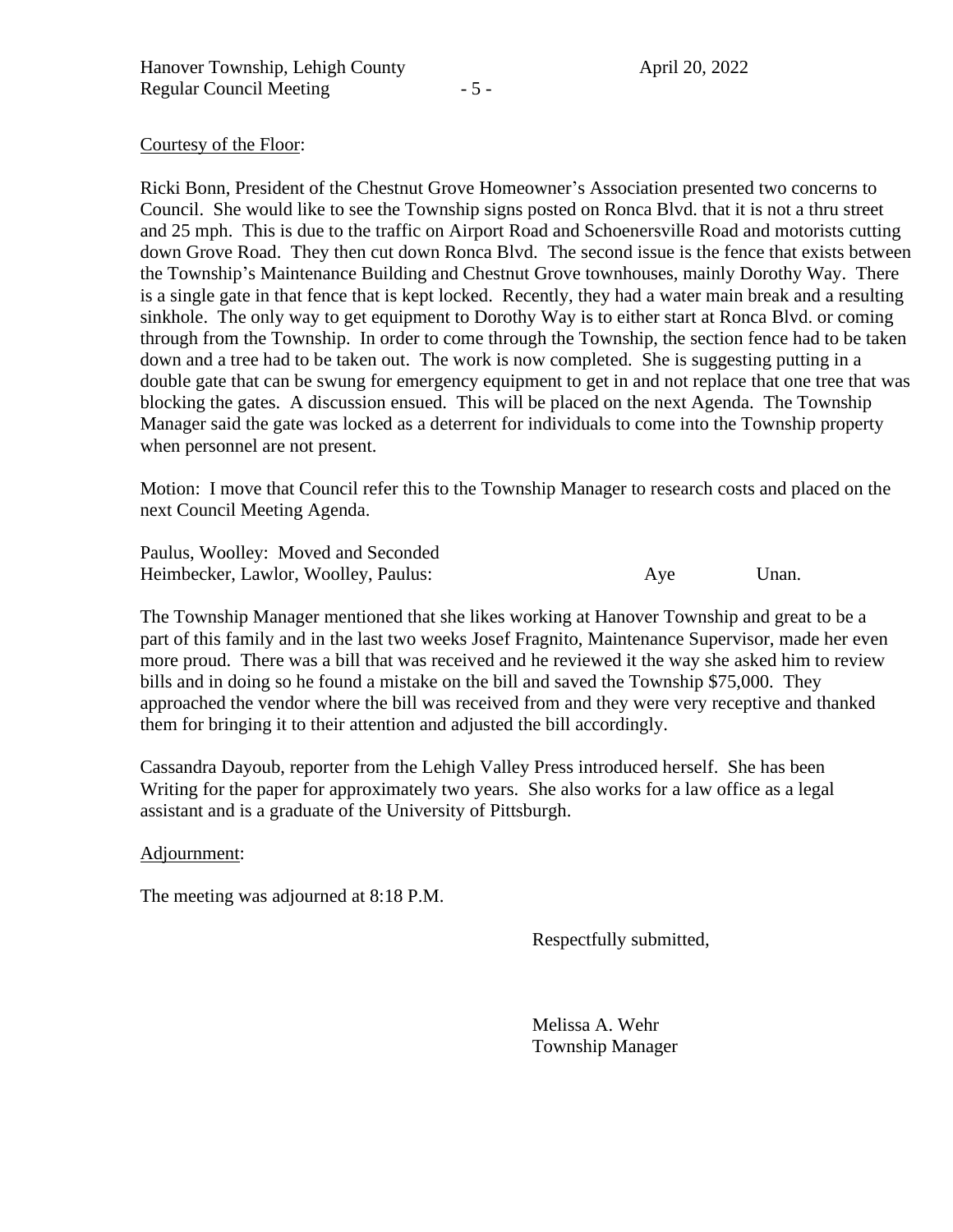Courtesy of the Floor:

Ricki Bonn, President of the Chestnut Grove Homeowner's Association presented two concerns to Council. She would like to see the Township signs posted on Ronca Blvd. that it is not a thru street and 25 mph. This is due to the traffic on Airport Road and Schoenersville Road and motorists cutting down Grove Road. They then cut down Ronca Blvd. The second issue is the fence that exists between the Township's Maintenance Building and Chestnut Grove townhouses, mainly Dorothy Way. There is a single gate in that fence that is kept locked. Recently, they had a water main break and a resulting sinkhole. The only way to get equipment to Dorothy Way is to either start at Ronca Blvd. or coming through from the Township. In order to come through the Township, the section fence had to be taken down and a tree had to be taken out. The work is now completed. She is suggesting putting in a double gate that can be swung for emergency equipment to get in and not replace that one tree that was blocking the gates. A discussion ensued. This will be placed on the next Agenda. The Township Manager said the gate was locked as a deterrent for individuals to come into the Township property when personnel are not present.

Motion: I move that Council refer this to the Township Manager to research costs and placed on the next Council Meeting Agenda.

| | | |
|---|---|---|
| Paulus, Woolley: Moved and Seconded | | |
| Heimbecker, Lawlor, Woolley, Paulus: | Aye | Unan. |

The Township Manager mentioned that she likes working at Hanover Township and great to be a part of this family and in the last two weeks Josef Fragnito, Maintenance Supervisor, made her even more proud. There was a bill that was received and he reviewed it the way she asked him to review bills and in doing so he found a mistake on the bill and saved the Township $75,000. They approached the vendor where the bill was received from and they were very receptive and thanked them for bringing it to their attention and adjusted the bill accordingly.

Cassandra Dayoub, reporter from the Lehigh Valley Press introduced herself. She has been Writing for the paper for approximately two years. She also works for a law office as a legal assistant and is a graduate of the University of Pittsburgh.

Adjournment:

The meeting was adjourned at 8:18 P.M.

Respectfully submitted,

Melissa A. Wehr
Township Manager